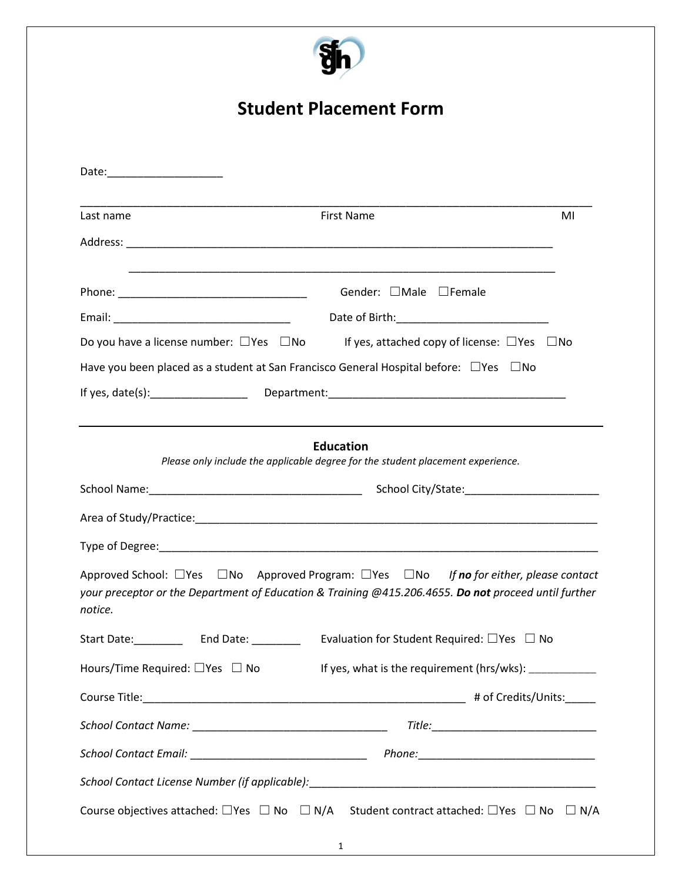# Student Placement Form

Date:___________________

_______________________________________________________________________________

Last name First Name MI

Address: ___________________________________________________________________

___________________________________________________________________

Phone: _______________________________ Gender: ☐Male ☐Female

Email: _____________________________ Date of Birth:________________________

Do you have a license number: ☐Yes ☐No If yes, attached copy of license: ☐Yes ☐No

Have you been placed as a student at San Francisco General Hospital before: ☐Yes ☐No

If yes, date(s):________________ Department:_____________________________________

---

## Education

*Please only include the applicable degree for the student placement experience.*

School Name:___________________________________ School City/State:______________________

Area of Study/Practice:__________________________________________________________________

Type of Degree:________________________________________________________________________

Approved School: ☐Yes ☐No Approved Program: ☐Yes ☐No *If **no** for either, please contact your preceptor or the Department of Education & Training @415.206.4655. **Do not** proceed until further notice.*

Start Date:________ End Date: ________ Evaluation for Student Required: ☐Yes ☐ No

Hours/Time Required: ☐Yes ☐ No If yes, what is the requirement (hrs/wks): ___________

Course Title:______________________________________________________ # of Credits/Units:_____

*School Contact Name:* ________________________________ *Title:*___________________________

*School Contact Email:* ______________________________ *Phone:*_____________________________

*School Contact License Number (if applicable):*_______________________________________________

Course objectives attached: ☐Yes ☐ No ☐ N/A Student contract attached: ☐Yes ☐ No ☐ N/A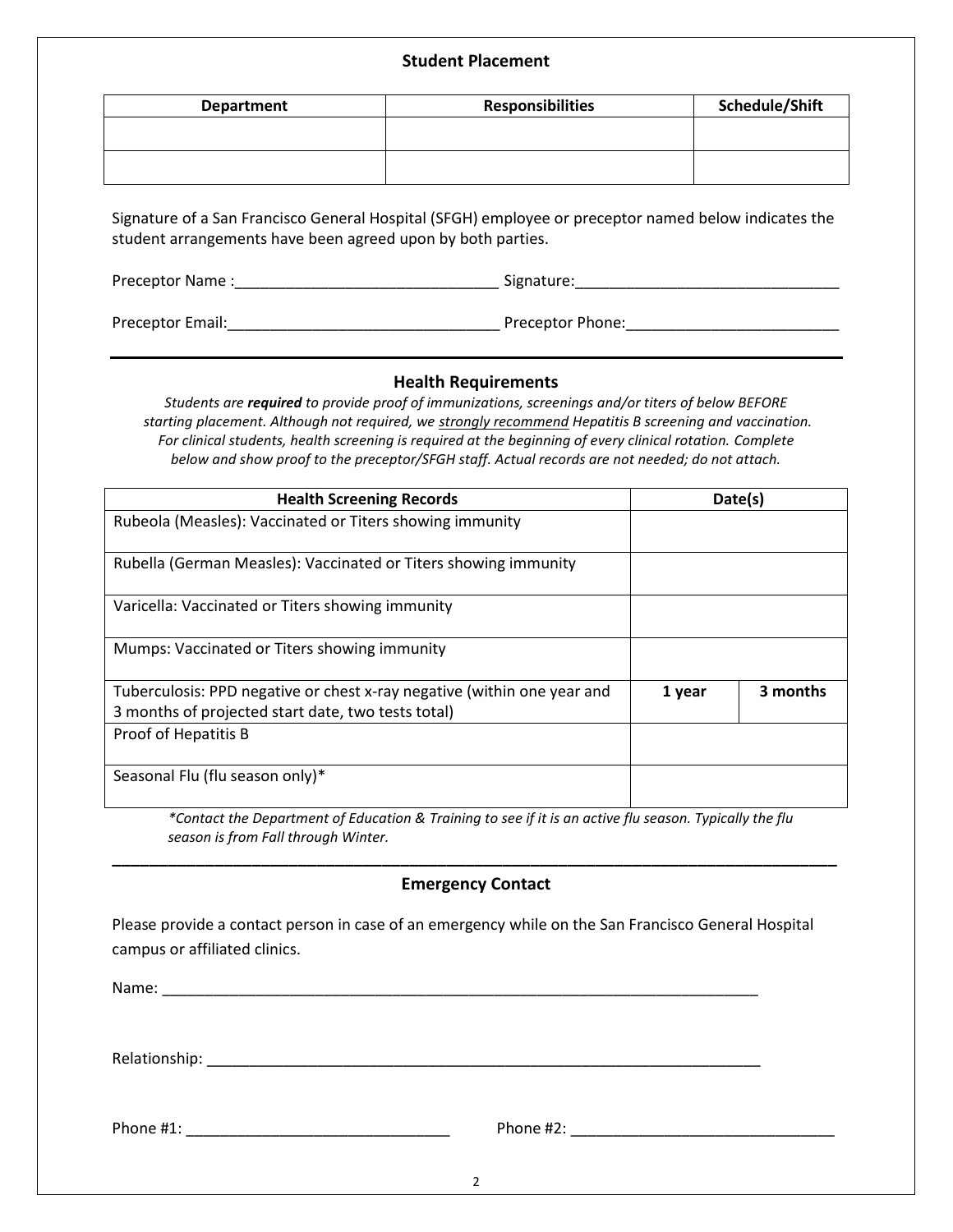## Student Placement

| Department | Responsibilities | Schedule/Shift |
| --- | --- | --- |
| | | |
| | | |

Signature of a San Francisco General Hospital (SFGH) employee or preceptor named below indicates the student arrangements have been agreed upon by both parties.

Preceptor Name :_______________________________ Signature:_______________________________

Preceptor Email:________________________________ Preceptor Phone:_________________________

---

## Health Requirements

*Students are **required** to provide proof of immunizations, screenings and/or titers of below BEFORE starting placement. Although not required, we <u>strongly recommend</u> Hepatitis B screening and vaccination. For clinical students, health screening is required at the beginning of every clinical rotation. Complete below and show proof to the preceptor/SFGH staff. Actual records are not needed; do not attach.*

| Health Screening Records | Date(s) | |
| --- | --- | --- |
| Rubeola (Measles): Vaccinated or Titers showing immunity | | |
| Rubella (German Measles): Vaccinated or Titers showing immunity | | |
| Varicella: Vaccinated or Titers showing immunity | | |
| Mumps: Vaccinated or Titers showing immunity | | |
| Tuberculosis: PPD negative or chest x-ray negative (within one year and 3 months of projected start date, two tests total) | **1 year** | **3 months** |
| Proof of Hepatitis B | | |
| Seasonal Flu (flu season only)* | | |

*\*Contact the Department of Education & Training to see if it is an active flu season. Typically the flu season is from Fall through Winter.*

---

## Emergency Contact

Please provide a contact person in case of an emergency while on the San Francisco General Hospital campus or affiliated clinics.

Name: ___________________________________________________________________________

Relationship: ______________________________________________________________________

Phone #1: _______________________________ Phone #2: _______________________________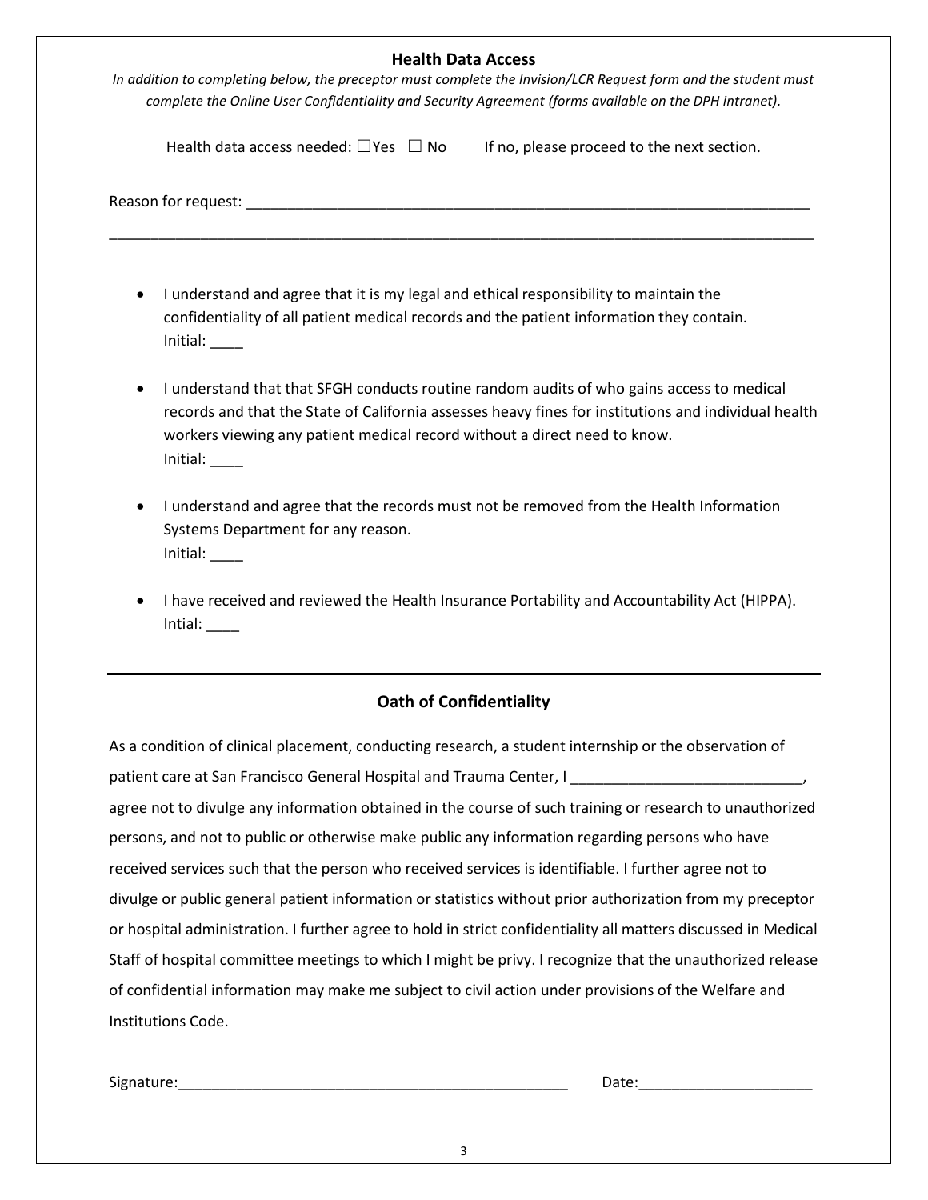## Health Data Access

*In addition to completing below, the preceptor must complete the Invision/LCR Request form and the student must complete the Online User Confidentiality and Security Agreement (forms available on the DPH intranet).*

Health data access needed: ☐Yes ☐ No     If no, please proceed to the next section.

Reason for request: ______________________________________________________________________

_____________________________________________________________________________________

- I understand and agree that it is my legal and ethical responsibility to maintain the confidentiality of all patient medical records and the patient information they contain.
  Initial: ____

- I understand that that SFGH conducts routine random audits of who gains access to medical records and that the State of California assesses heavy fines for institutions and individual health workers viewing any patient medical record without a direct need to know.
  Initial: ____

- I understand and agree that the records must not be removed from the Health Information Systems Department for any reason.
  Initial: ____

- I have received and reviewed the Health Insurance Portability and Accountability Act (HIPPA).
  Intial: ____

---

## Oath of Confidentiality

As a condition of clinical placement, conducting research, a student internship or the observation of patient care at San Francisco General Hospital and Trauma Center, I ____________________________, agree not to divulge any information obtained in the course of such training or research to unauthorized persons, and not to public or otherwise make public any information regarding persons who have received services such that the person who received services is identifiable. I further agree not to divulge or public general patient information or statistics without prior authorization from my preceptor or hospital administration. I further agree to hold in strict confidentiality all matters discussed in Medical Staff of hospital committee meetings to which I might be privy. I recognize that the unauthorized release of confidential information may make me subject to civil action under provisions of the Welfare and Institutions Code.

Signature:_________________________________________________     Date:_____________________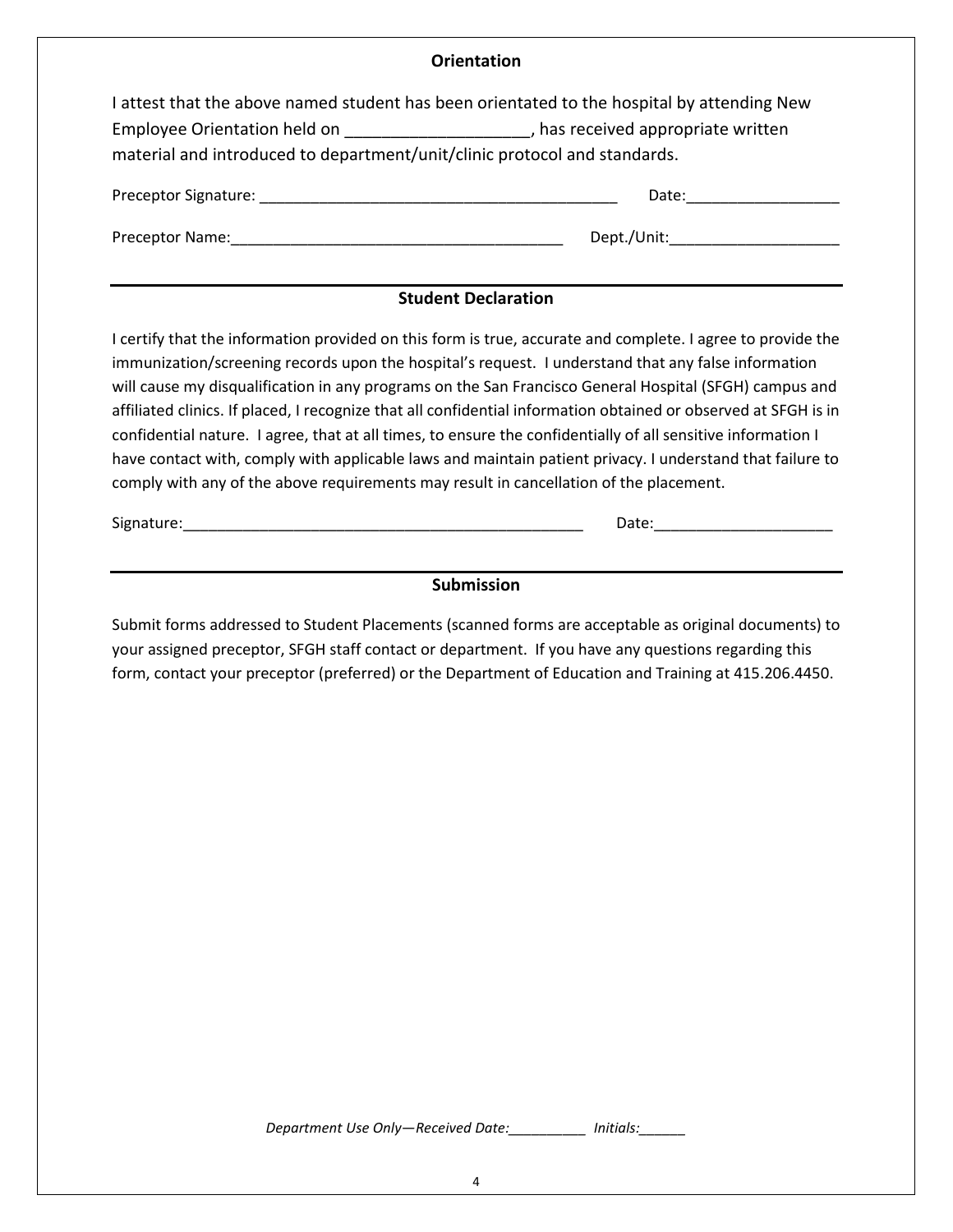## Orientation

I attest that the above named student has been orientated to the hospital by attending New Employee Orientation held on ____________________, has received appropriate written material and introduced to department/unit/clinic protocol and standards.

Preceptor Signature: ____________________________________________ Date:__________________

Preceptor Name:________________________________________ Dept./Unit:____________________

## Student Declaration

I certify that the information provided on this form is true, accurate and complete. I agree to provide the immunization/screening records upon the hospital's request. I understand that any false information will cause my disqualification in any programs on the San Francisco General Hospital (SFGH) campus and affiliated clinics. If placed, I recognize that all confidential information obtained or observed at SFGH is in confidential nature. I agree, that at all times, to ensure the confidentially of all sensitive information I have contact with, comply with applicable laws and maintain patient privacy. I understand that failure to comply with any of the above requirements may result in cancellation of the placement.

Signature:__________________________________________________ Date:_____________________

## Submission

Submit forms addressed to Student Placements (scanned forms are acceptable as original documents) to your assigned preceptor, SFGH staff contact or department. If you have any questions regarding this form, contact your preceptor (preferred) or the Department of Education and Training at 415.206.4450.

*Department Use Only—Received Date:__________ Initials:______*